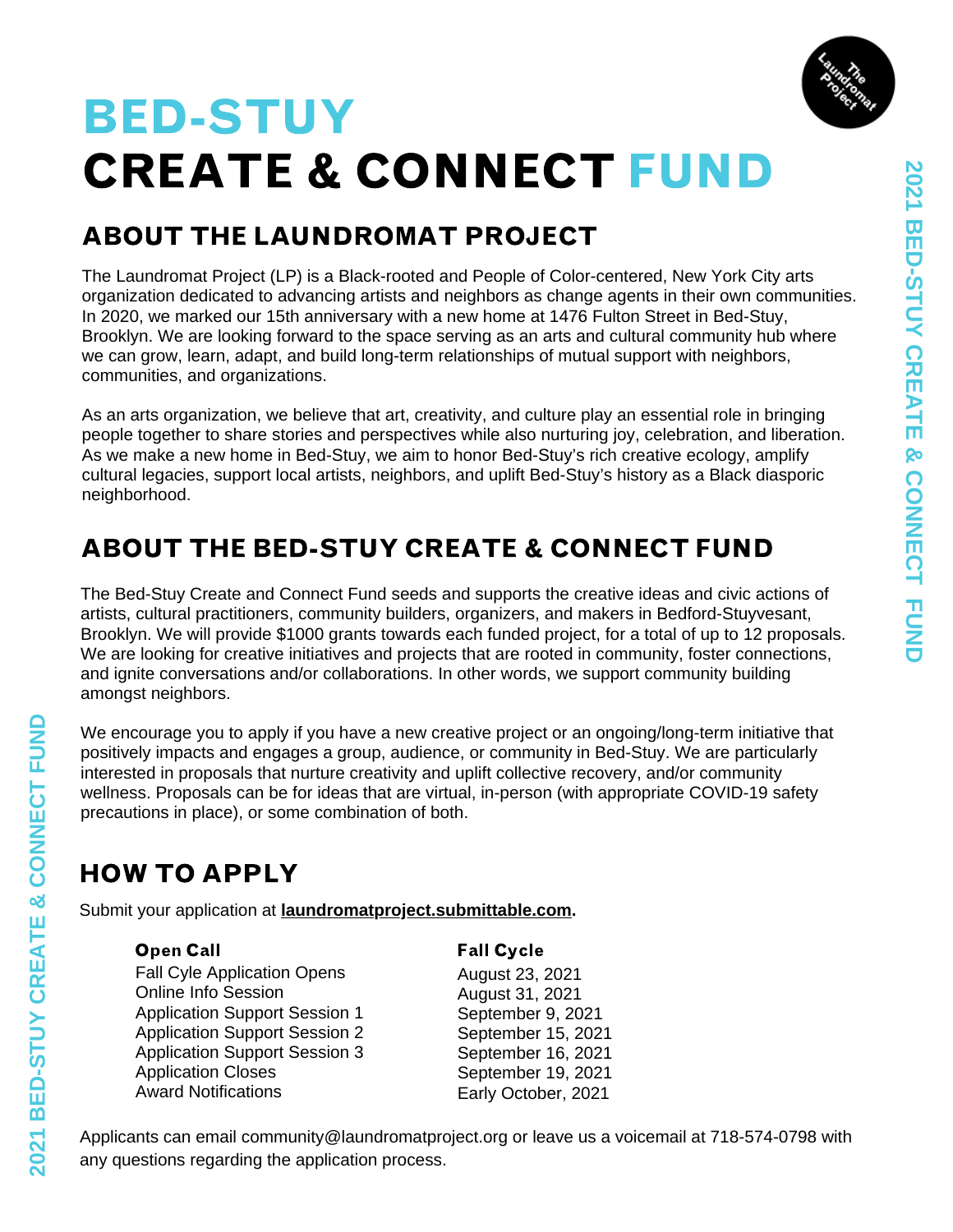# BED-STUY CREATE & CONNECT FUND

## ABOUT THE LAUNDROMAT PROJECT

The Laundromat Project (LP) is a Black-rooted and People of Color-centered, New York City arts organization dedicated to advancing artists and neighbors as change agents in their own communities. In 2020, we marked our 15th anniversary with a new home at 1476 Fulton Street in Bed-Stuy, Brooklyn. We are looking forward to the space serving as an arts and cultural community hub where we can grow, learn, adapt, and build long-term relationships of mutual support with neighbors, communities, and organizations.

As an arts organization, we believe that art, creativity, and culture play an essential role in bringing people together to share stories and perspectives while also nurturing joy, celebration, and liberation. As we make a new home in Bed-Stuy, we aim to honor Bed-Stuy's rich creative ecology, amplify cultural legacies, support local artists, neighbors, and uplift Bed-Stuy's history as a Black diasporic neighborhood.

## ABOUT THE BED-STUY CREATE & CONNECT FUND

The Bed-Stuy Create and Connect Fund seeds and supports the creative ideas and civic actions of artists, cultural practitioners, community builders, organizers, and makers in Bedford-Stuyvesant, Brooklyn. We will provide $1000 grants towards each funded project, for a total of up to 12 proposals. We are looking for creative initiatives and projects that are rooted in community, foster connections, and ignite conversations and/or collaborations. In other words, we support community building amongst neighbors.

We encourage you to apply if you have a new creative project or an ongoing/long-term initiative that positively impacts and engages a group, audience, or community in Bed-Stuy. We are particularly interested in proposals that nurture creativity and uplift collective recovery, and/or community wellness. Proposals can be for ideas that are virtual, in-person (with appropriate COVID-19 safety precautions in place), or some combination of both.

## HOW TO APPLY

Submit your application at **laundromatproject.submittable.com**.

| Open Call | Fall Cycle |
|---|---|
| Fall Cyle Application Opens | August 23, 2021 |
| Online Info Session | August 31, 2021 |
| Application Support Session 1 | September 9, 2021 |
| Application Support Session 2 | September 15, 2021 |
| Application Support Session 3 | September 16, 2021 |
| Application Closes | September 19, 2021 |
| Award Notifications | Early October, 2021 |

Applicants can email community@laundromatproject.org or leave us a voicemail at 718-574-0798 with any questions regarding the application process.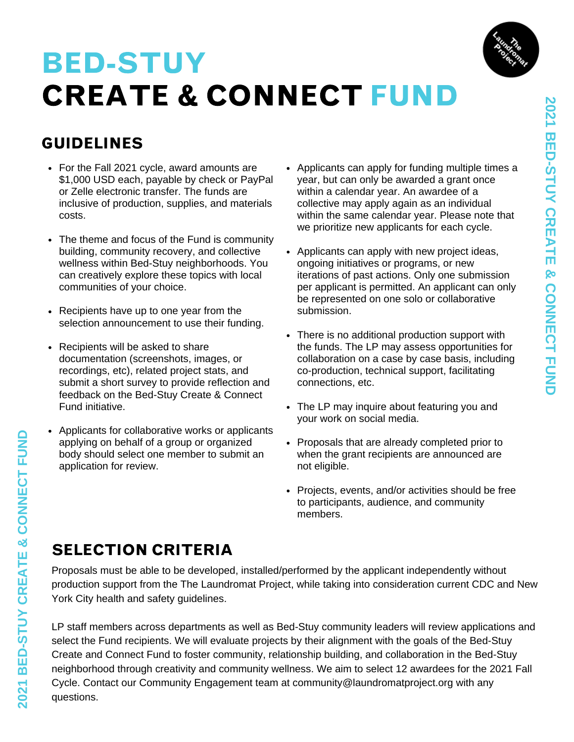# BED-STUY
# CREATE & CONNECT FUND

## GUIDELINES

- For the Fall 2021 cycle, award amounts are $1,000 USD each, payable by check or PayPal or Zelle electronic transfer. The funds are inclusive of production, supplies, and materials costs.
- The theme and focus of the Fund is community building, community recovery, and collective wellness within Bed-Stuy neighborhoods. You can creatively explore these topics with local communities of your choice.
- Recipients have up to one year from the selection announcement to use their funding.
- Recipients will be asked to share documentation (screenshots, images, or recordings, etc), related project stats, and submit a short survey to provide reflection and feedback on the Bed-Stuy Create & Connect Fund initiative.
- Applicants for collaborative works or applicants applying on behalf of a group or organized body should select one member to submit an application for review.
- Applicants can apply for funding multiple times a year, but can only be awarded a grant once within a calendar year. An awardee of a collective may apply again as an individual within the same calendar year. Please note that we prioritize new applicants for each cycle.
- Applicants can apply with new project ideas, ongoing initiatives or programs, or new iterations of past actions. Only one submission per applicant is permitted. An applicant can only be represented on one solo or collaborative submission.
- There is no additional production support with the funds. The LP may assess opportunities for collaboration on a case by case basis, including co-production, technical support, facilitating connections, etc.
- The LP may inquire about featuring you and your work on social media.
- Proposals that are already completed prior to when the grant recipients are announced are not eligible.
- Projects, events, and/or activities should be free to participants, audience, and community members.

## SELECTION CRITERIA

Proposals must be able to be developed, installed/performed by the applicant independently without production support from the The Laundromat Project, while taking into consideration current CDC and New York City health and safety guidelines.

LP staff members across departments as well as Bed-Stuy community leaders will review applications and select the Fund recipients. We will evaluate projects by their alignment with the goals of the Bed-Stuy Create and Connect Fund to foster community, relationship building, and collaboration in the Bed-Stuy neighborhood through creativity and community wellness. We aim to select 12 awardees for the 2021 Fall Cycle. Contact our Community Engagement team at community@laundromatproject.org with any questions.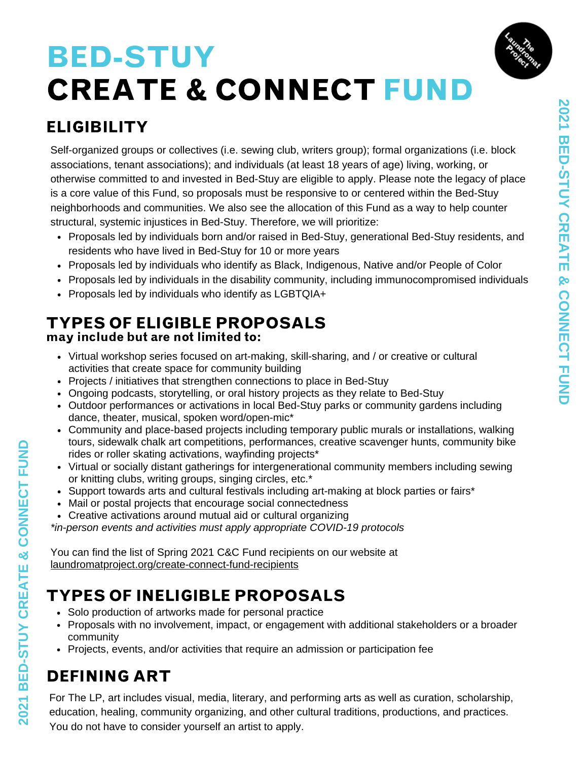# BED-STUY CREATE & CONNECT FUND

## ELIGIBILITY

Self-organized groups or collectives (i.e. sewing club, writers group); formal organizations (i.e. block associations, tenant associations); and individuals (at least 18 years of age) living, working, or otherwise committed to and invested in Bed-Stuy are eligible to apply. Please note the legacy of place is a core value of this Fund, so proposals must be responsive to or centered within the Bed-Stuy neighborhoods and communities. We also see the allocation of this Fund as a way to help counter structural, systemic injustices in Bed-Stuy. Therefore, we will prioritize:

- Proposals led by individuals born and/or raised in Bed-Stuy, generational Bed-Stuy residents, and residents who have lived in Bed-Stuy for 10 or more years
- Proposals led by individuals who identify as Black, Indigenous, Native and/or People of Color
- Proposals led by individuals in the disability community, including immunocompromised individuals
- Proposals led by individuals who identify as LGBTQIA+

## TYPES OF ELIGIBLE PROPOSALS

**may include but are not limited to:**

- Virtual workshop series focused on art-making, skill-sharing, and / or creative or cultural activities that create space for community building
- Projects / initiatives that strengthen connections to place in Bed-Stuy
- Ongoing podcasts, storytelling, or oral history projects as they relate to Bed-Stuy
- Outdoor performances or activations in local Bed-Stuy parks or community gardens including dance, theater, musical, spoken word/open-mic*
- Community and place-based projects including temporary public murals or installations, walking tours, sidewalk chalk art competitions, performances, creative scavenger hunts, community bike rides or roller skating activations, wayfinding projects*
- Virtual or socially distant gatherings for intergenerational community members including sewing or knitting clubs, writing groups, singing circles, etc.*
- Support towards arts and cultural festivals including art-making at block parties or fairs*
- Mail or postal projects that encourage social connectedness
- Creative activations around mutual aid or cultural organizing

*\*in-person events and activities must apply appropriate COVID-19 protocols*

You can find the list of Spring 2021 C&C Fund recipients on our website at laundromatproject.org/create-connect-fund-recipients

## TYPES OF INELIGIBLE PROPOSALS

- Solo production of artworks made for personal practice
- Proposals with no involvement, impact, or engagement with additional stakeholders or a broader community
- Projects, events, and/or activities that require an admission or participation fee

## DEFINING ART

For The LP, art includes visual, media, literary, and performing arts as well as curation, scholarship, education, healing, community organizing, and other cultural traditions, productions, and practices. You do not have to consider yourself an artist to apply.